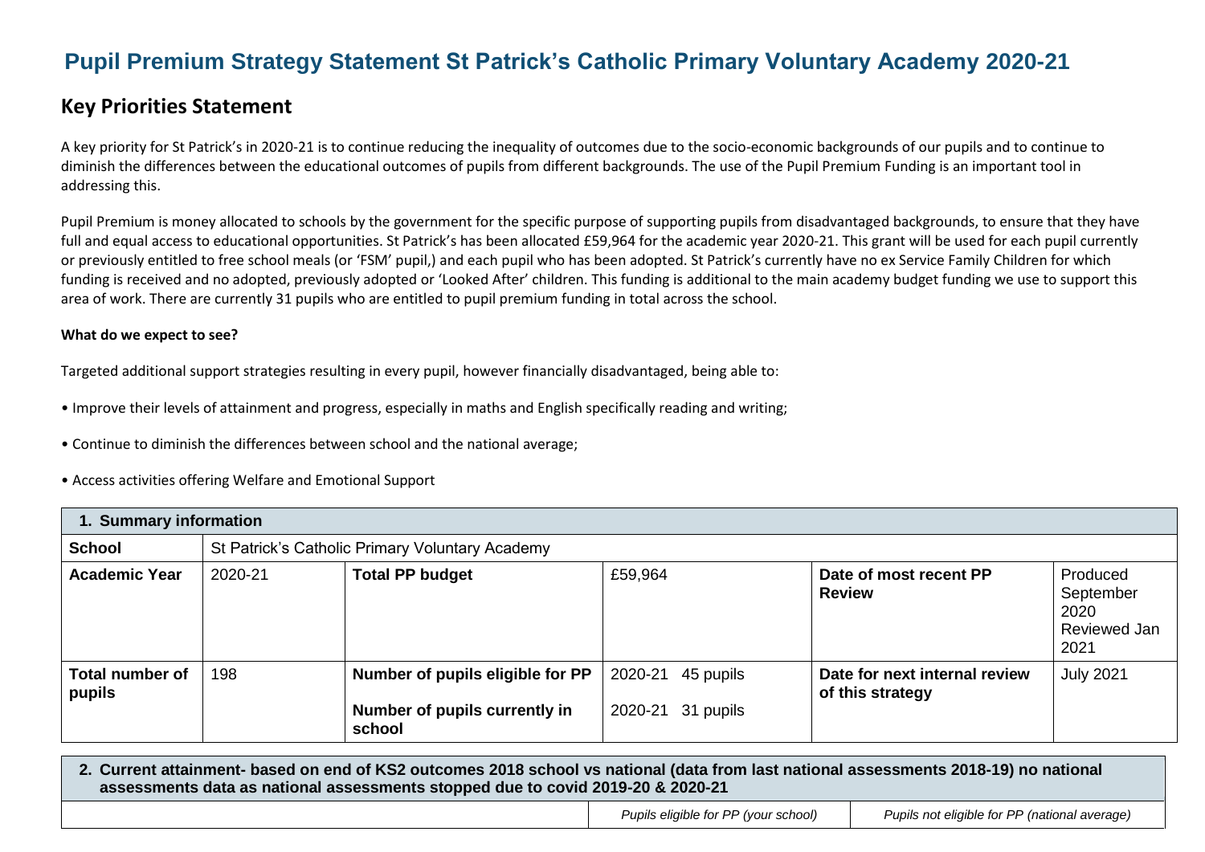# Pupil Premium Strategy Statement St Patrick's Catholic Primary Voluntary Academy 2020-21

## Key Priorities Statement

A key priority for St Patrick's in 2020-21 is to continue reducing the inequality of outcomes due to the socio-economic backgrounds of our pupils and to continue to diminish the differences between the educational outcomes of pupils from different backgrounds. The use of the Pupil Premium Funding is an important tool in addressing this.

Pupil Premium is money allocated to schools by the government for the specific purpose of supporting pupils from disadvantaged backgrounds, to ensure that they have full and equal access to educational opportunities. St Patrick's has been allocated £59,964 for the academic year 2020-21. This grant will be used for each pupil currently or previously entitled to free school meals (or 'FSM' pupil,) and each pupil who has been adopted. St Patrick's currently have no ex Service Family Children for which funding is received and no adopted, previously adopted or 'Looked After' children. This funding is additional to the main academy budget funding we use to support this area of work. There are currently 31 pupils who are entitled to pupil premium funding in total across the school.

**What do we expect to see?**

Targeted additional support strategies resulting in every pupil, however financially disadvantaged, being able to:

- Improve their levels of attainment and progress, especially in maths and English specifically reading and writing;
- Continue to diminish the differences between school and the national average;
- Access activities offering Welfare and Emotional Support

| **1. Summary information** | | | | | |
|---|---|---|---|---|---|
| **School** | St Patrick's Catholic Primary Voluntary Academy | | | | |
| **Academic Year** | 2020-21 | **Total PP budget** | £59,964 | **Date of most recent PP Review** | Produced September 2020 Reviewed Jan 2021 |
| **Total number of pupils** | 198 | **Number of pupils eligible for PP**<br><br>**Number of pupils currently in school** | 2020-21 45 pupils<br><br>2020-21 31 pupils | **Date for next internal review of this strategy** | July 2021 |

| **2. Current attainment- based on end of KS2 outcomes 2018 school vs national (data from last national assessments 2018-19) no national assessments data as national assessments stopped due to covid 2019-20 & 2020-21** | | |
|---|---|---|
| | *Pupils eligible for PP (your school)* | *Pupils not eligible for PP (national average)* |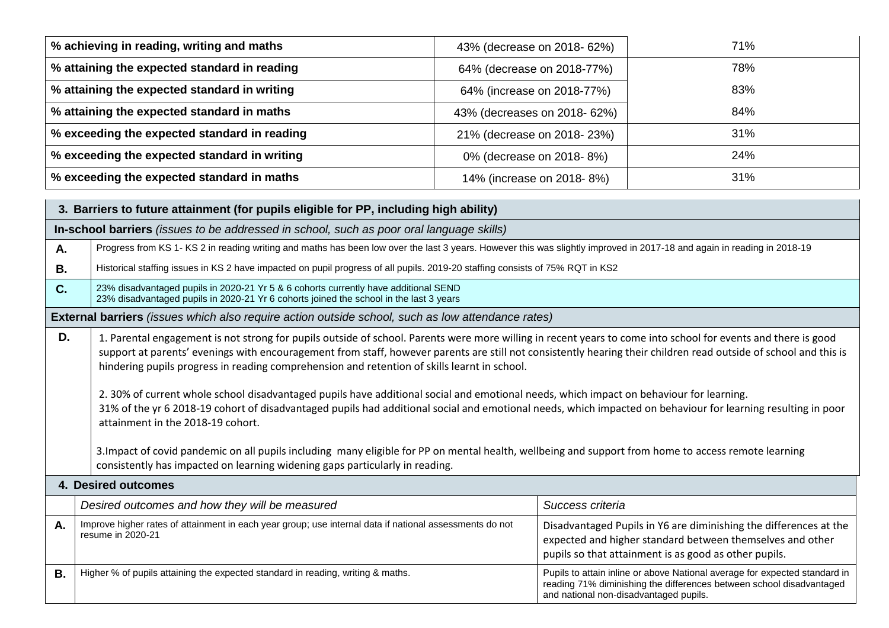| | | |
|---|---|---|
| **% achieving in reading, writing and maths** | 43% (decrease on 2018- 62%) | 71% |
| **% attaining the expected standard in reading** | 64% (decrease on 2018-77%) | 78% |
| **% attaining the expected standard in writing** | 64% (increase on 2018-77%) | 83% |
| **% attaining the expected standard in maths** | 43% (decreases on 2018- 62%) | 84% |
| **% exceeding the expected standard in reading** | 21% (decrease on 2018- 23%) | 31% |
| **% exceeding the expected standard in writing** | 0% (decrease on 2018- 8%) | 24% |
| **% exceeding the expected standard in maths** | 14% (increase on 2018- 8%) | 31% |

| **3. Barriers to future attainment (for pupils eligible for PP, including high ability)** | |
|---|---|
| **In-school barriers** *(issues to be addressed in school, such as poor oral language skills)* | |
| **A.** | Progress from KS 1- KS 2 in reading writing and maths has been low over the last 3 years. However this was slightly improved in 2017-18 and again in reading in 2018-19 |
| **B.** | Historical staffing issues in KS 2 have impacted on pupil progress of all pupils. 2019-20 staffing consists of 75% RQT in KS2 |
| **C.** | 23% disadvantaged pupils in 2020-21 Yr 5 & 6 cohorts currently have additional SEND<br>23% disadvantaged pupils in 2020-21 Yr 6 cohorts joined the school in the last 3 years |
| **External barriers** *(issues which also require action outside school, such as low attendance rates)* | |
| **D.** | 1. Parental engagement is not strong for pupils outside of school. Parents were more willing in recent years to come into school for events and there is good support at parents' evenings with encouragement from staff, however parents are still not consistently hearing their children read outside of school and this is hindering pupils progress in reading comprehension and retention of skills learnt in school.<br><br>2. 30% of current whole school disadvantaged pupils have additional social and emotional needs, which impact on behaviour for learning.<br>31% of the yr 6 2018-19 cohort of disadvantaged pupils had additional social and emotional needs, which impacted on behaviour for learning resulting in poor attainment in the 2018-19 cohort.<br><br>3.Impact of covid pandemic on all pupils including many eligible for PP on mental health, wellbeing and support from home to access remote learning consistently has impacted on learning widening gaps particularly in reading. |

| **4. Desired outcomes** | | |
|---|---|---|
| | *Desired outcomes and how they will be measured* | *Success criteria* |
| **A.** | Improve higher rates of attainment in each year group; use internal data if national assessments do not resume in 2020-21 | Disadvantaged Pupils in Y6 are diminishing the differences at the expected and higher standard between themselves and other pupils so that attainment is as good as other pupils. |
| **B.** | Higher % of pupils attaining the expected standard in reading, writing & maths. | Pupils to attain inline or above National average for expected standard in reading 71% diminishing the differences between school disadvantaged and national non-disadvantaged pupils. |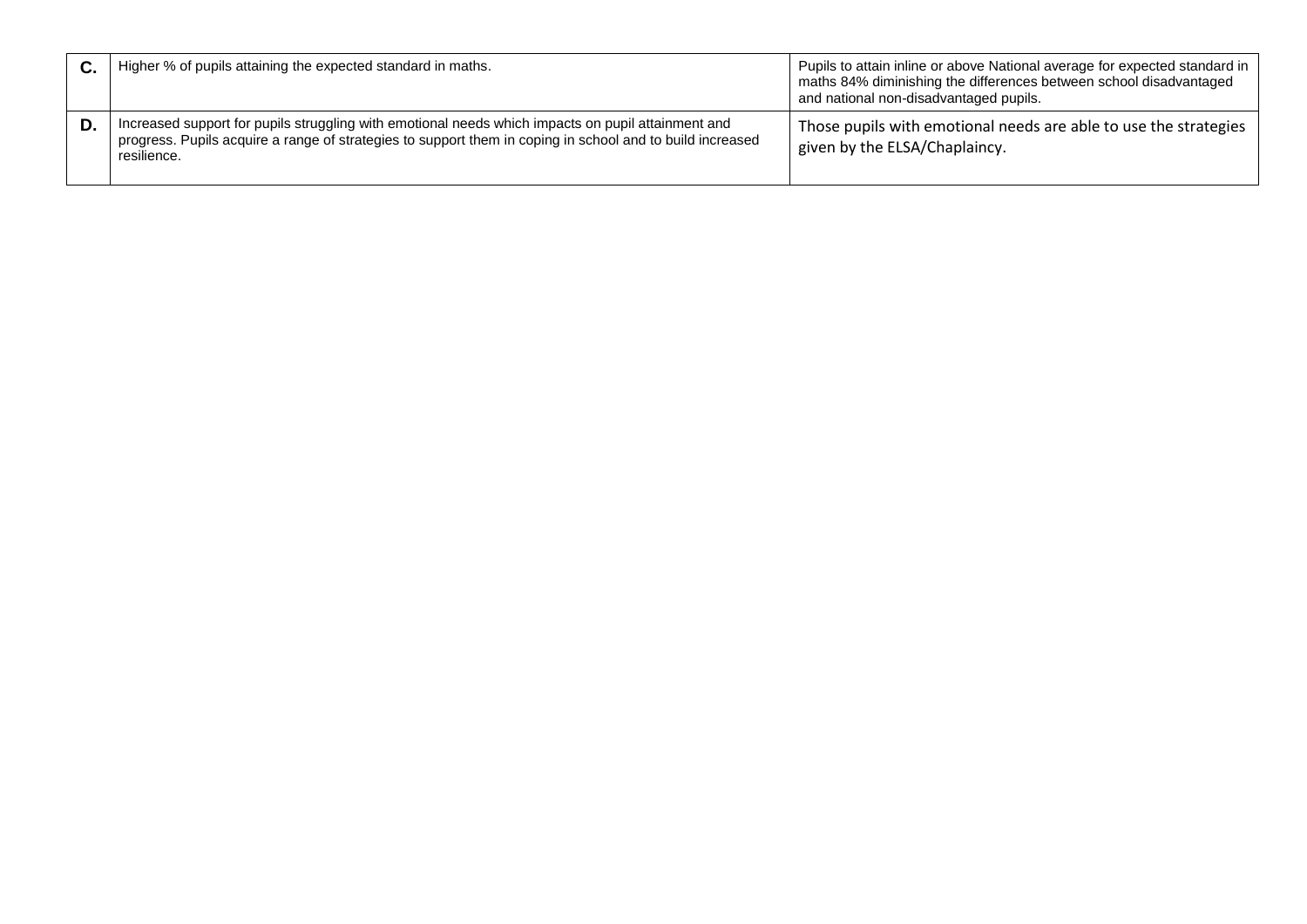| | | |
|---|---|---|
| **C.** | Higher % of pupils attaining the expected standard in maths. | Pupils to attain inline or above National average for expected standard in maths 84% diminishing the differences between school disadvantaged and national non-disadvantaged pupils. |
| **D.** | Increased support for pupils struggling with emotional needs which impacts on pupil attainment and progress. Pupils acquire a range of strategies to support them in coping in school and to build increased resilience. | Those pupils with emotional needs are able to use the strategies given by the ELSA/Chaplaincy. |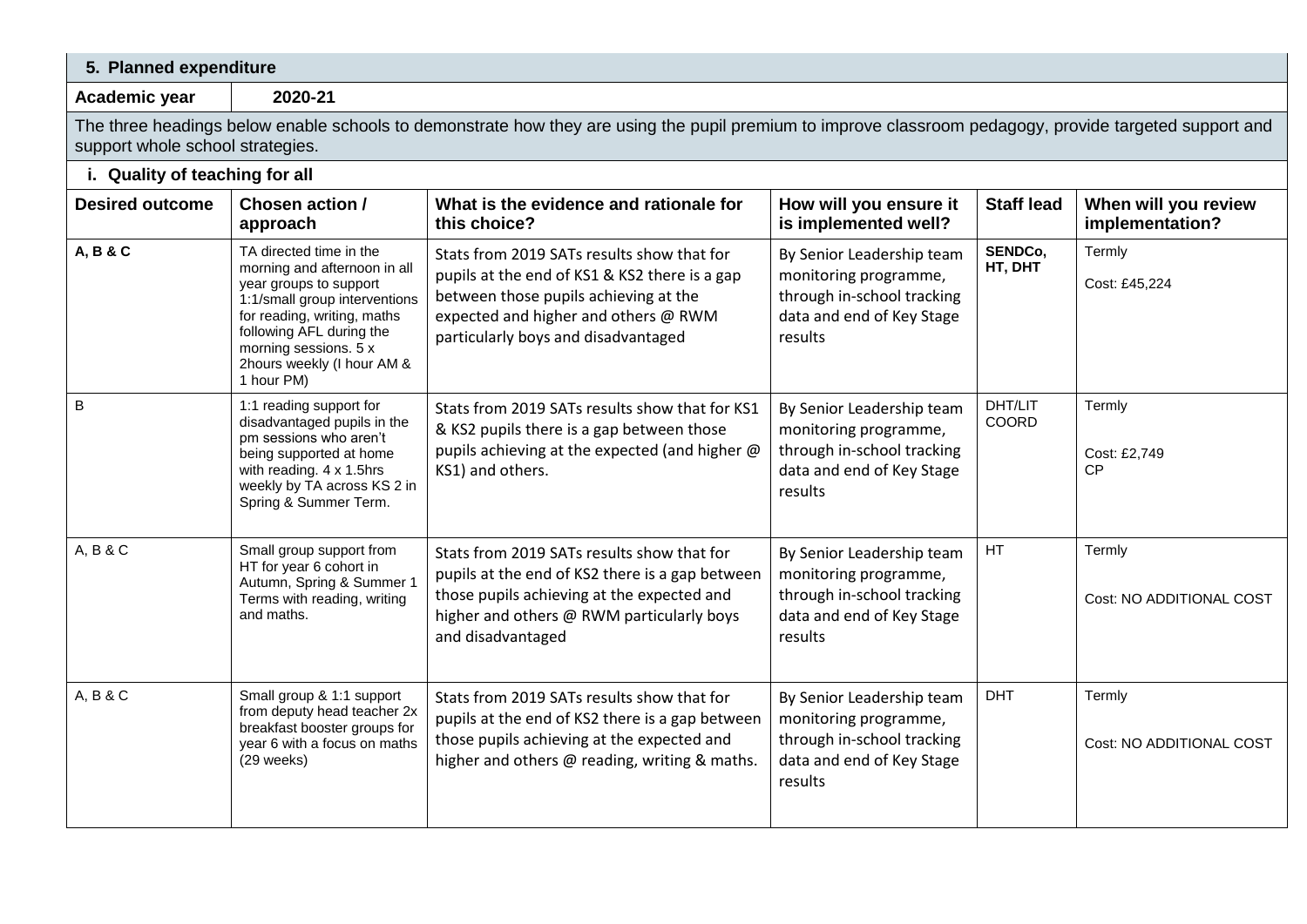## 5. Planned expenditure

**Academic year** 2020-21

The three headings below enable schools to demonstrate how they are using the pupil premium to improve classroom pedagogy, provide targeted support and support whole school strategies.

### i. Quality of teaching for all

| Desired outcome | Chosen action / approach | What is the evidence and rationale for this choice? | How will you ensure it is implemented well? | Staff lead | When will you review implementation? |
|---|---|---|---|---|---|
| **A, B & C** | TA directed time in the morning and afternoon in all year groups to support 1:1/small group interventions for reading, writing, maths following AFL during the morning sessions. 5 x 2hours weekly (I hour AM & 1 hour PM) | Stats from 2019 SATs results show that for pupils at the end of KS1 & KS2 there is a gap between those pupils achieving at the expected and higher and others @ RWM particularly boys and disadvantaged | By Senior Leadership team monitoring programme, through in-school tracking data and end of Key Stage results | **SENDCo, HT, DHT** | Termly<br>Cost: £45,224 |
| B | 1:1 reading support for disadvantaged pupils in the pm sessions who aren't being supported at home with reading. 4 x 1.5hrs weekly by TA across KS 2 in Spring & Summer Term. | Stats from 2019 SATs results show that for KS1 & KS2 pupils there is a gap between those pupils achieving at the expected (and higher @ KS1) and others. | By Senior Leadership team monitoring programme, through in-school tracking data and end of Key Stage results | DHT/LIT COORD | Termly<br>Cost: £2,749 CP |
| A, B & C | Small group support from HT for year 6 cohort in Autumn, Spring & Summer 1 Terms with reading, writing and maths. | Stats from 2019 SATs results show that for pupils at the end of KS2 there is a gap between those pupils achieving at the expected and higher and others @ RWM particularly boys and disadvantaged | By Senior Leadership team monitoring programme, through in-school tracking data and end of Key Stage results | HT | Termly<br>Cost: NO ADDITIONAL COST |
| A, B & C | Small group & 1:1 support from deputy head teacher 2x breakfast booster groups for year 6 with a focus on maths (29 weeks) | Stats from 2019 SATs results show that for pupils at the end of KS2 there is a gap between those pupils achieving at the expected and higher and others @ reading, writing & maths. | By Senior Leadership team monitoring programme, through in-school tracking data and end of Key Stage results | DHT | Termly<br>Cost: NO ADDITIONAL COST |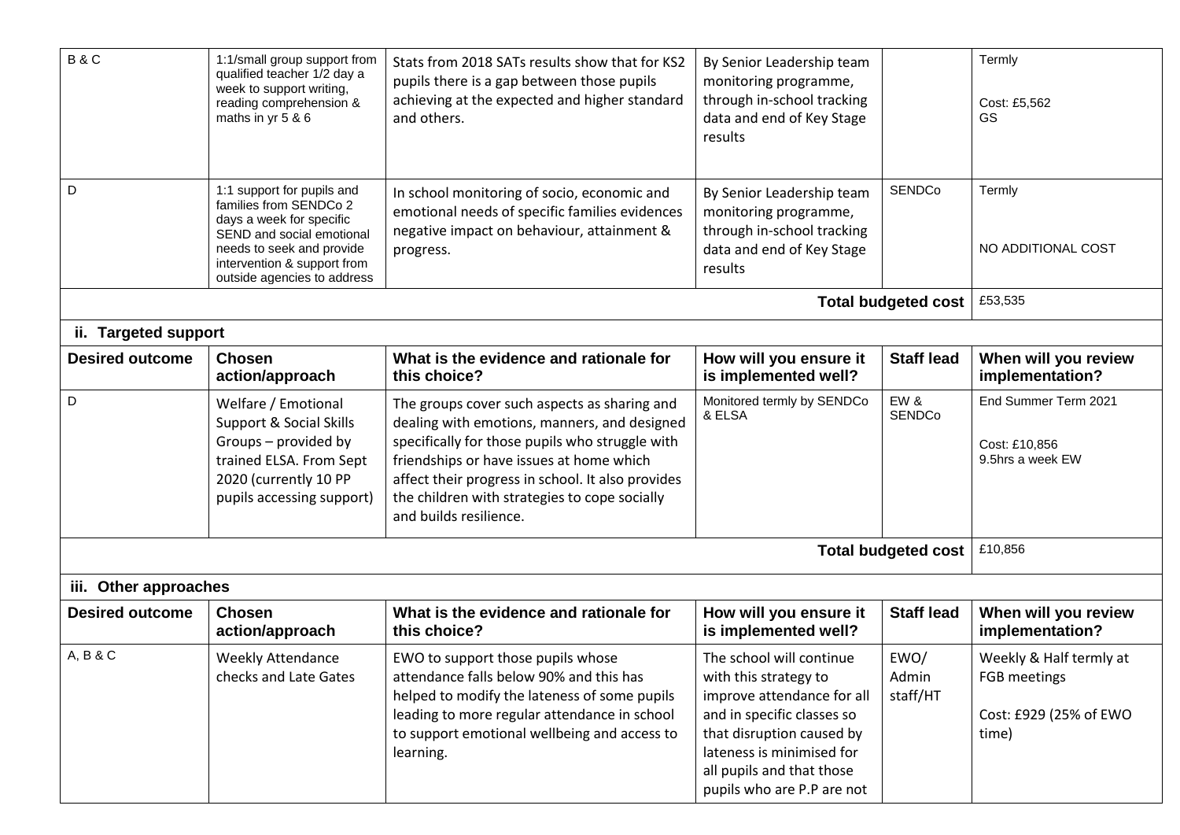| B & C | 1:1/small group support from qualified teacher 1/2 day a week to support writing, reading comprehension & maths in yr 5 & 6 | Stats from 2018 SATs results show that for KS2 pupils there is a gap between those pupils achieving at the expected and higher standard and others. | By Senior Leadership team monitoring programme, through in-school tracking data and end of Key Stage results | | Termly<br><br>Cost: £5,562<br>GS |
|---|---|---|---|---|---|
| D | 1:1 support for pupils and families from SENDCo 2 days a week for specific SEND and social emotional needs to seek and provide intervention & support from outside agencies to address | In school monitoring of socio, economic and emotional needs of specific families evidences negative impact on behaviour, attainment & progress. | By Senior Leadership team monitoring programme, through in-school tracking data and end of Key Stage results | SENDCo | Termly<br><br>NO ADDITIONAL COST |
| | | | | **Total budgeted cost** | £53,535 |

**ii. Targeted support**

| Desired outcome | Chosen action/approach | What is the evidence and rationale for this choice? | How will you ensure it is implemented well? | Staff lead | When will you review implementation? |
|---|---|---|---|---|---|
| D | Welfare / Emotional Support & Social Skills Groups – provided by trained ELSA. From Sept 2020 (currently 10 PP pupils accessing support) | The groups cover such aspects as sharing and dealing with emotions, manners, and designed specifically for those pupils who struggle with friendships or have issues at home which affect their progress in school. It also provides the children with strategies to cope socially and builds resilience. | Monitored termly by SENDCo & ELSA | EW & SENDCo | End Summer Term 2021<br><br>Cost: £10,856<br>9.5hrs a week EW |
| | | | | **Total budgeted cost** | £10,856 |

**iii. Other approaches**

| Desired outcome | Chosen action/approach | What is the evidence and rationale for this choice? | How will you ensure it is implemented well? | Staff lead | When will you review implementation? |
|---|---|---|---|---|---|
| A, B & C | Weekly Attendance checks and Late Gates | EWO to support those pupils whose attendance falls below 90% and this has helped to modify the lateness of some pupils leading to more regular attendance in school to support emotional wellbeing and access to learning. | The school will continue with this strategy to improve attendance for all and in specific classes so that disruption caused by lateness is minimised for all pupils and that those pupils who are P.P are not | EWO/ Admin staff/HT | Weekly & Half termly at FGB meetings<br><br>Cost: £929 (25% of EWO time) |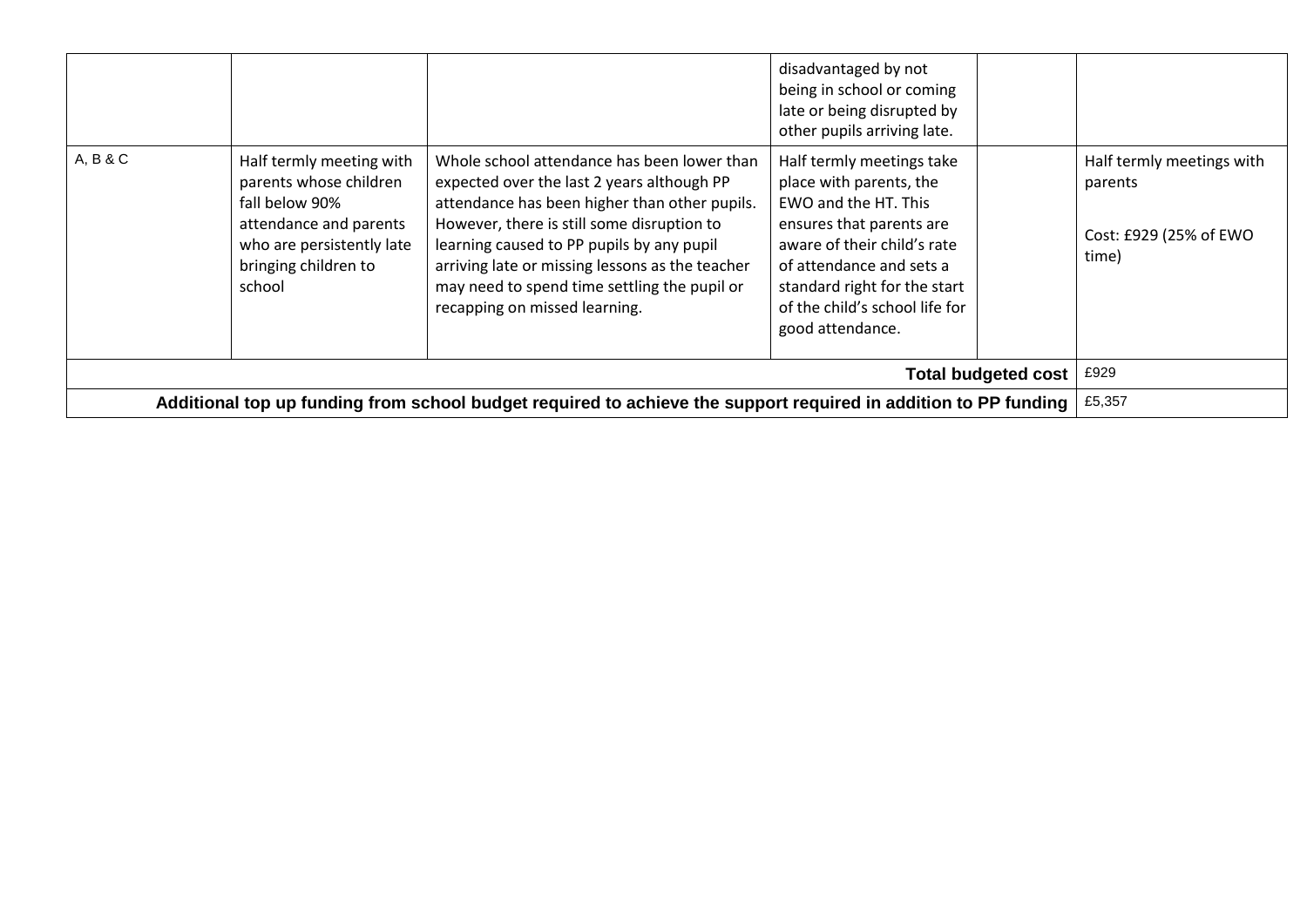| | | | | | |
|---|---|---|---|---|---|
| | | | disadvantaged by not being in school or coming late or being disrupted by other pupils arriving late. | | |
| A, B & C | Half termly meeting with parents whose children fall below 90% attendance and parents who are persistently late bringing children to school | Whole school attendance has been lower than expected over the last 2 years although PP attendance has been higher than other pupils. However, there is still some disruption to learning caused to PP pupils by any pupil arriving late or missing lessons as the teacher may need to spend time settling the pupil or recapping on missed learning. | Half termly meetings take place with parents, the EWO and the HT. This ensures that parents are aware of their child's rate of attendance and sets a standard right for the start of the child's school life for good attendance. | | Half termly meetings with parents<br><br>Cost: £929 (25% of EWO time) |
| **Total budgeted cost** | | | | | £929 |
| **Additional top up funding from school budget required to achieve the support required in addition to PP funding** | | | | | £5,357 |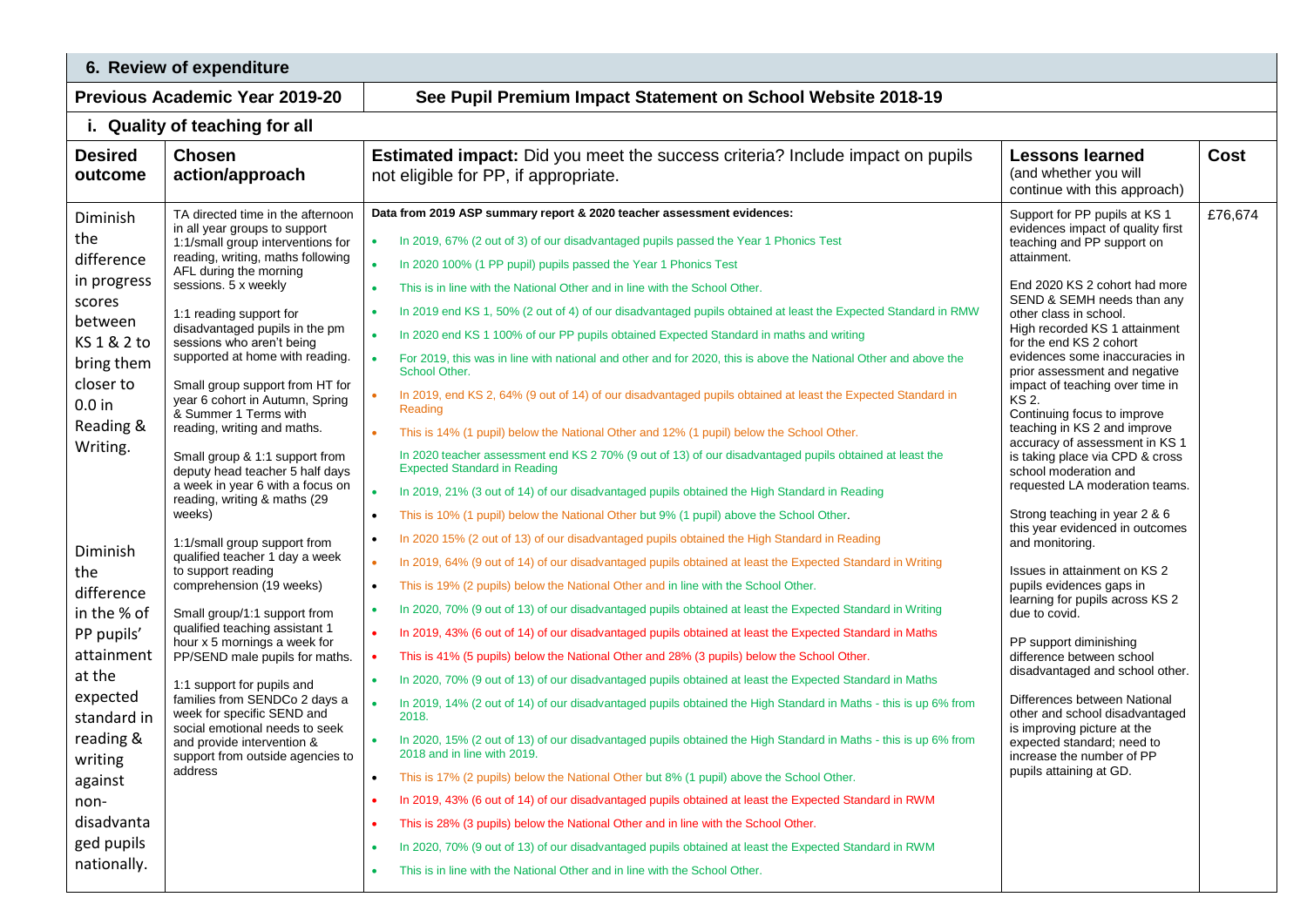## 6. Review of expenditure

| Previous Academic Year 2019-20 | See Pupil Premium Impact Statement on School Website 2018-19 | | | |
|---|---|---|---|---|
| **i. Quality of teaching for all** | | | | |
| **Desired outcome** | **Chosen action/approach** | **Estimated impact:** Did you meet the success criteria? Include impact on pupils not eligible for PP, if appropriate. | **Lessons learned** (and whether you will continue with this approach) | **Cost** |
| Diminish the difference in progress scores between KS 1 & 2 to bring them closer to 0.0 in Reading & Writing.<br><br>Diminish the difference in the % of PP pupils' attainment at the expected standard in reading & writing against non-disadvantaged pupils nationally. | TA directed time in the afternoon in all year groups to support 1:1/small group interventions for reading, writing, maths following AFL during the morning sessions. 5 x weekly<br><br>1:1 reading support for disadvantaged pupils in the pm sessions who aren't being supported at home with reading.<br><br>Small group support from HT for year 6 cohort in Autumn, Spring & Summer 1 Terms with reading, writing and maths.<br><br>Small group & 1:1 support from deputy head teacher 5 half days a week in year 6 with a focus on reading, writing & maths (29 weeks)<br><br>1:1/small group support from qualified teacher 1 day a week to support reading comprehension (19 weeks)<br><br>Small group/1:1 support from qualified teaching assistant 1 hour x 5 mornings a week for PP/SEND male pupils for maths.<br><br>1:1 support for pupils and families from SENDCo 2 days a week for specific SEND and social emotional needs to seek and provide intervention & support from outside agencies to address | **Data from 2019 ASP summary report & 2020 teacher assessment evidences:**<br>• In 2019, 67% (2 out of 3) of our disadvantaged pupils passed the Year 1 Phonics Test<br>• In 2020 100% (1 PP pupil) pupils passed the Year 1 Phonics Test<br>• This is in line with the National Other and in line with the School Other.<br>• In 2019 end KS 1, 50% (2 out of 4) of our disadvantaged pupils obtained at least the Expected Standard in RMW<br>• In 2020 end KS 1 100% of our PP pupils obtained Expected Standard in maths and writing<br>• For 2019, this was in line with national and other and for 2020, this is above the National Other and above the School Other.<br>• In 2019, end KS 2, 64% (9 out of 14) of our disadvantaged pupils obtained at least the Expected Standard in Reading<br>• This is 14% (1 pupil) below the National Other and 12% (1 pupil) below the School Other.<br>In 2020 teacher assessment end KS 2 70% (9 out of 13) of our disadvantaged pupils obtained at least the Expected Standard in Reading<br>• In 2019, 21% (3 out of 14) of our disadvantaged pupils obtained the High Standard in Reading<br>• This is 10% (1 pupil) below the National Other but 9% (1 pupil) above the School Other.<br>• In 2020 15% (2 out of 13) of our disadvantaged pupils obtained the High Standard in Reading<br>• In 2019, 64% (9 out of 14) of our disadvantaged pupils obtained at least the Expected Standard in Writing<br>• This is 19% (2 pupils) below the National Other and in line with the School Other.<br>• In 2020, 70% (9 out of 13) of our disadvantaged pupils obtained at least the Expected Standard in Writing<br>• In 2019, 43% (6 out of 14) of our disadvantaged pupils obtained at least the Expected Standard in Maths<br>• This is 41% (5 pupils) below the National Other and 28% (3 pupils) below the School Other.<br>• In 2020, 70% (9 out of 13) of our disadvantaged pupils obtained at least the Expected Standard in Maths<br>• In 2019, 14% (2 out of 14) of our disadvantaged pupils obtained the High Standard in Maths - this is up 6% from 2018.<br>• In 2020, 15% (2 out of 13) of our disadvantaged pupils obtained the High Standard in Maths - this is up 6% from 2018 and in line with 2019.<br>• This is 17% (2 pupils) below the National Other but 8% (1 pupil) above the School Other.<br>• In 2019, 43% (6 out of 14) of our disadvantaged pupils obtained at least the Expected Standard in RWM<br>• This is 28% (3 pupils) below the National Other and in line with the School Other.<br>• In 2020, 70% (9 out of 13) of our disadvantaged pupils obtained at least the Expected Standard in RWM<br>• This is in line with the National Other and in line with the School Other. | Support for PP pupils at KS 1 evidences impact of quality first teaching and PP support on attainment.<br><br>End 2020 KS 2 cohort had more SEND & SEMH needs than any other class in school.<br>High recorded KS 1 attainment for the end KS 2 cohort evidences some inaccuracies in prior assessment and negative impact of teaching over time in KS 2.<br>Continuing focus to improve teaching in KS 2 and improve accuracy of assessment in KS 1 is taking place via CPD & cross school moderation and requested LA moderation teams.<br><br>Strong teaching in year 2 & 6 this year evidenced in outcomes and monitoring.<br><br>Issues in attainment on KS 2 pupils evidences gaps in learning for pupils across KS 2 due to covid.<br><br>PP support diminishing difference between school disadvantaged and school other.<br><br>Differences between National other and school disadvantaged is improving picture at the expected standard; need to increase the number of PP pupils attaining at GD. | £76,674 |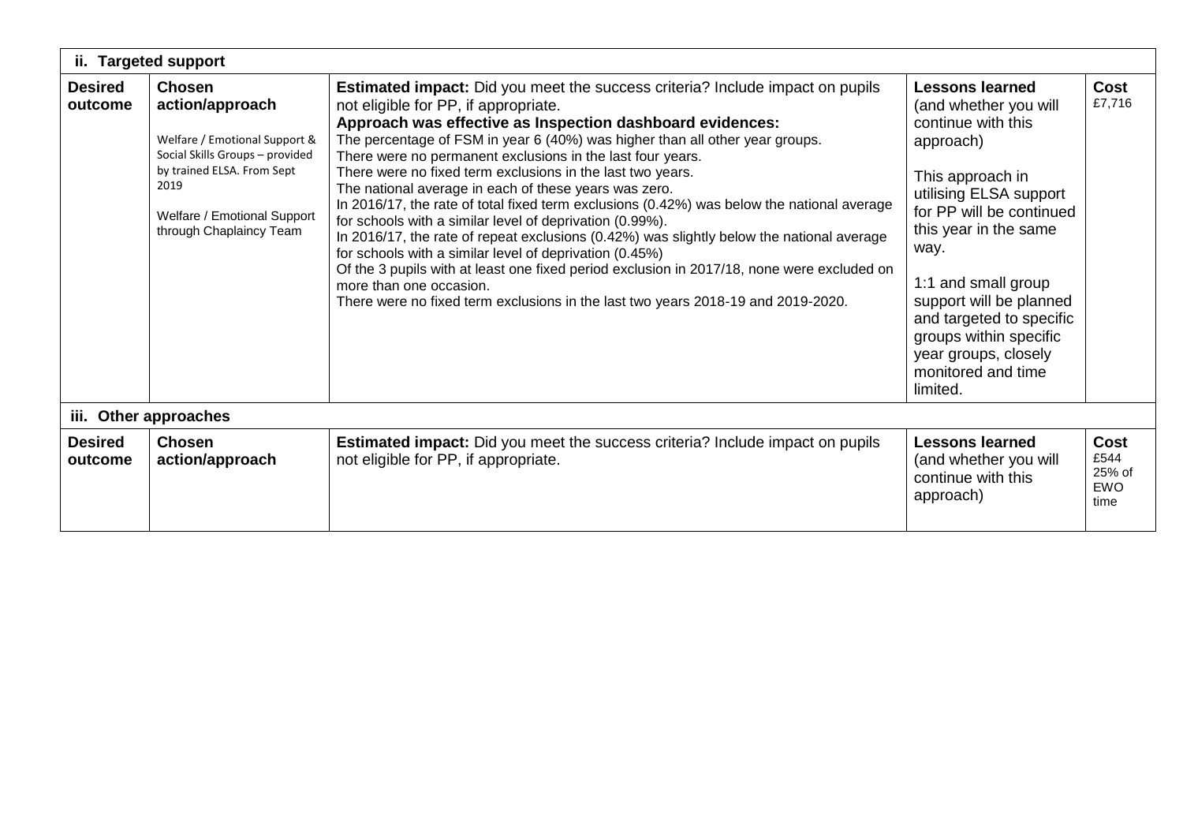| ii. Targeted support | | | | |
|---|---|---|---|---|
| **Desired outcome** | **Chosen action/approach**<br><br>Welfare / Emotional Support & Social Skills Groups – provided by trained ELSA. From Sept 2019<br><br>Welfare / Emotional Support through Chaplaincy Team | **Estimated impact:** Did you meet the success criteria? Include impact on pupils not eligible for PP, if appropriate.<br>**Approach was effective as Inspection dashboard evidences:**<br>The percentage of FSM in year 6 (40%) was higher than all other year groups.<br>There were no permanent exclusions in the last four years.<br>There were no fixed term exclusions in the last two years.<br>The national average in each of these years was zero.<br>In 2016/17, the rate of total fixed term exclusions (0.42%) was below the national average for schools with a similar level of deprivation (0.99%).<br>In 2016/17, the rate of repeat exclusions (0.42%) was slightly below the national average for schools with a similar level of deprivation (0.45%)<br>Of the 3 pupils with at least one fixed period exclusion in 2017/18, none were excluded on more than one occasion.<br>There were no fixed term exclusions in the last two years 2018-19 and 2019-2020. | **Lessons learned** (and whether you will continue with this approach)<br><br>This approach in utilising ELSA support for PP will be continued this year in the same way.<br><br>1:1 and small group support will be planned and targeted to specific groups within specific year groups, closely monitored and time limited. | **Cost**<br>£7,716 |

| iii. Other approaches | | | | |
|---|---|---|---|---|
| **Desired outcome** | **Chosen action/approach** | **Estimated impact:** Did you meet the success criteria? Include impact on pupils not eligible for PP, if appropriate. | **Lessons learned** (and whether you will continue with this approach) | **Cost**<br>£544<br>25% of EWO time |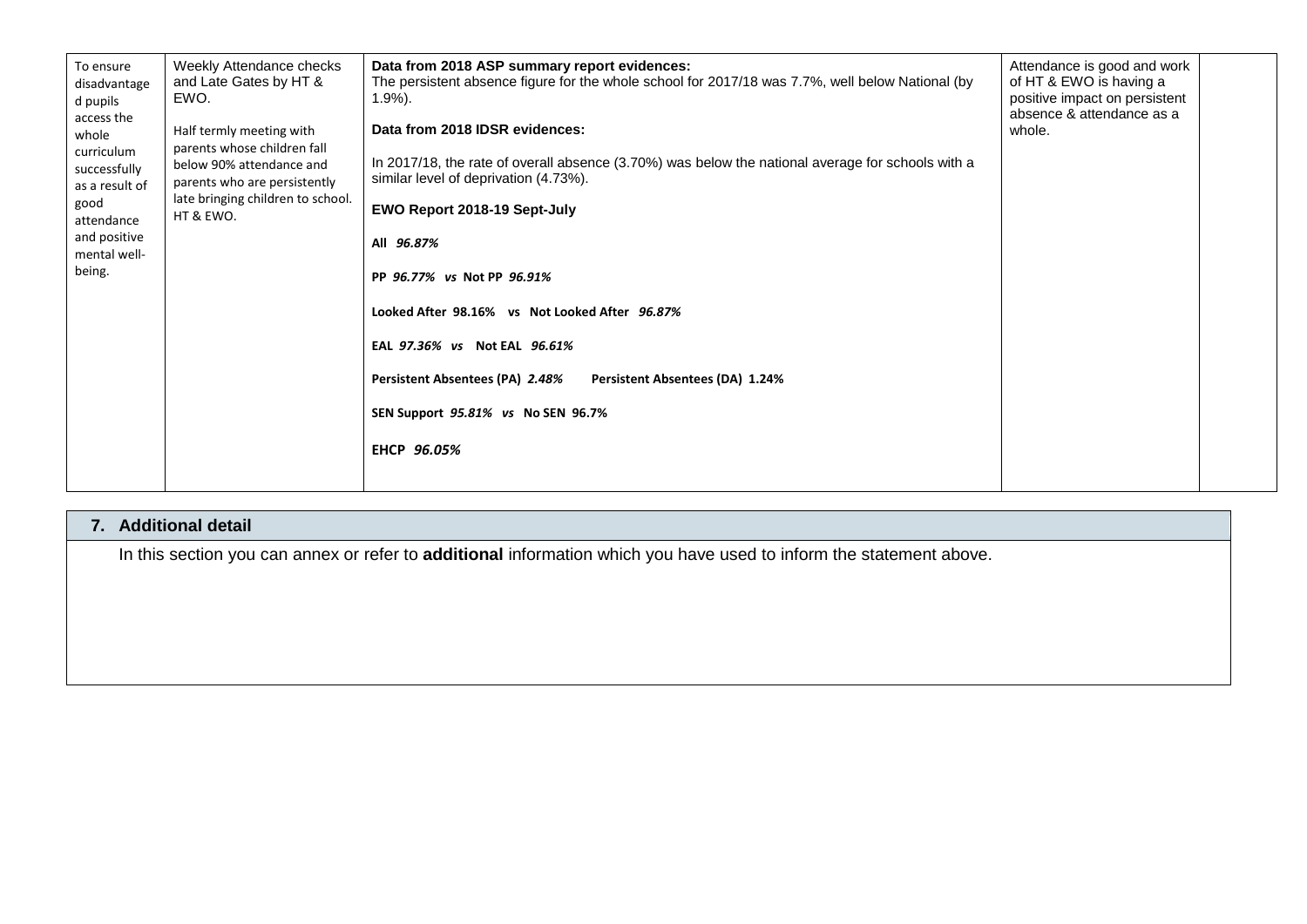| | | | | |
|---|---|---|---|---|
| To ensure disadvantaged pupils access the whole curriculum successfully as a result of good attendance and positive mental well-being. | Weekly Attendance checks and Late Gates by HT & EWO.<br><br>Half termly meeting with parents whose children fall below 90% attendance and parents who are persistently late bringing children to school. HT & EWO. | **Data from 2018 ASP summary report evidences:**<br>The persistent absence figure for the whole school for 2017/18 was 7.7%, well below National (by 1.9%).<br><br>**Data from 2018 IDSR evidences:**<br><br>In 2017/18, the rate of overall absence (3.70%) was below the national average for schools with a similar level of deprivation (4.73%).<br><br>**EWO Report 2018-19 Sept-July**<br><br>**All** ***96.87%***<br><br>**PP** ***96.77%*** ***vs*** **Not PP** ***96.91%***<br><br>**Looked After 98.16% vs Not Looked After** ***96.87%***<br><br>**EAL** ***97.36%*** ***vs*** **Not EAL** ***96.61%***<br><br>**Persistent Absentees (PA)** ***2.48%*** **Persistent Absentees (DA) 1.24%**<br><br>**SEN Support** ***95.81%*** ***vs*** **No SEN 96.7%**<br><br>**EHCP** ***96.05%*** | Attendance is good and work of HT & EWO is having a positive impact on persistent absence & attendance as a whole. | |

| **7. Additional detail** |
|---|
| In this section you can annex or refer to **additional** information which you have used to inform the statement above. |